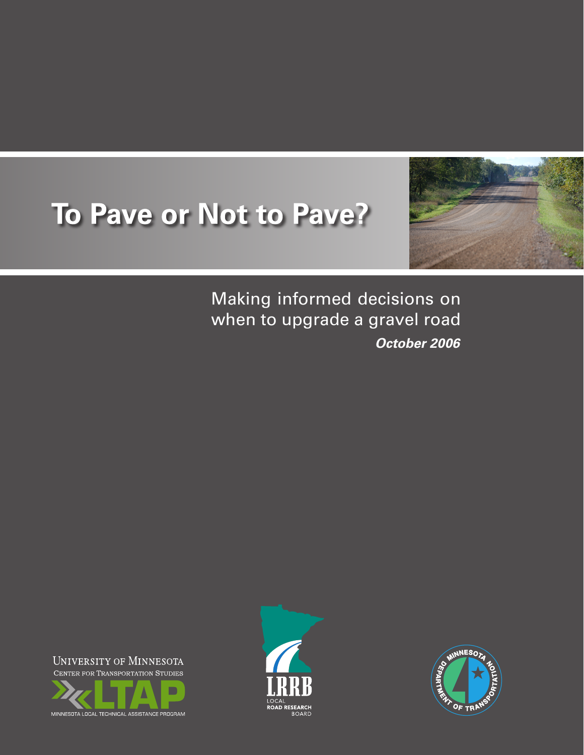# To Pave or Not to Pave?

Making informed decisions on when to upgrade a gravel road

***October 2006***

University of Minnesota
Center for Transportation Studies
LTAP
Minnesota Local Technical Assistance Program

LRRB
Local Road Research Board

Minnesota Department of Transportation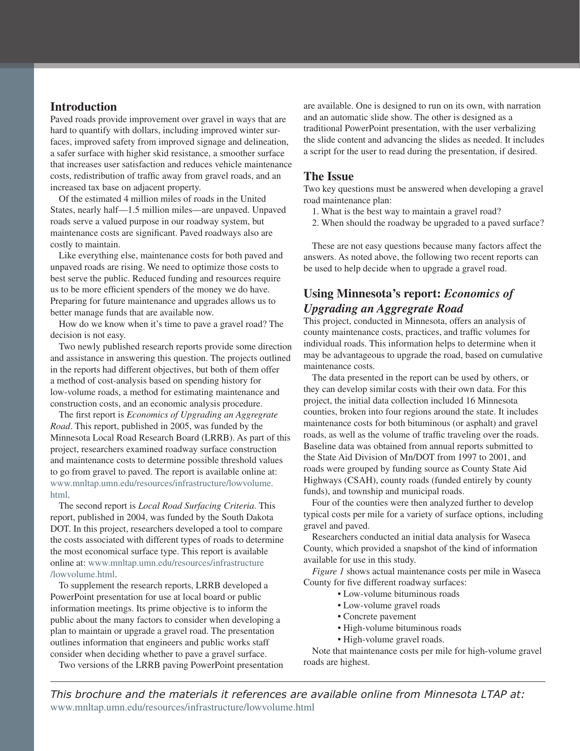## Introduction

Paved roads provide improvement over gravel in ways that are hard to quantify with dollars, including improved winter surfaces, improved safety from improved signage and delineation, a safer surface with higher skid resistance, a smoother surface that increases user satisfaction and reduces vehicle maintenance costs, redistribution of traffic away from gravel roads, and an increased tax base on adjacent property.

Of the estimated 4 million miles of roads in the United States, nearly half—1.5 million miles—are unpaved. Unpaved roads serve a valued purpose in our roadway system, but maintenance costs are significant. Paved roadways also are costly to maintain.

Like everything else, maintenance costs for both paved and unpaved roads are rising. We need to optimize those costs to best serve the public. Reduced funding and resources require us to be more efficient spenders of the money we do have. Preparing for future maintenance and upgrades allows us to better manage funds that are available now.

How do we know when it's time to pave a gravel road? The decision is not easy.

Two newly published research reports provide some direction and assistance in answering this question. The projects outlined in the reports had different objectives, but both of them offer a method of cost-analysis based on spending history for low-volume roads, a method for estimating maintenance and construction costs, and an economic analysis procedure.

The first report is *Economics of Upgrading an Aggregrate Road*. This report, published in 2005, was funded by the Minnesota Local Road Research Board (LRRB). As part of this project, researchers examined roadway surface construction and maintenance costs to determine possible threshold values to go from gravel to paved. The report is available online at: www.mnltap.umn.edu/resources/infrastructure/lowvolume.html.

The second report is *Local Road Surfacing Criteria*. This report, published in 2004, was funded by the South Dakota DOT. In this project, researchers developed a tool to compare the costs associated with different types of roads to determine the most economical surface type. This report is available online at: www.mnltap.umn.edu/resources/infrastructure/lowvolume.html.

To supplement the research reports, LRRB developed a PowerPoint presentation for use at local board or public information meetings. Its prime objective is to inform the public about the many factors to consider when developing a plan to maintain or upgrade a gravel road. The presentation outlines information that engineers and public works staff consider when deciding whether to pave a gravel surface.

Two versions of the LRRB paving PowerPoint presentation are available. One is designed to run on its own, with narration and an automatic slide show. The other is designed as a traditional PowerPoint presentation, with the user verbalizing the slide content and advancing the slides as needed. It includes a script for the user to read during the presentation, if desired.

## The Issue

Two key questions must be answered when developing a gravel road maintenance plan:

1. What is the best way to maintain a gravel road?
2. When should the roadway be upgraded to a paved surface?

These are not easy questions because many factors affect the answers. As noted above, the following two recent reports can be used to help decide when to upgrade a gravel road.

## Using Minnesota's report: *Economics of Upgrading an Aggregrate Road*

This project, conducted in Minnesota, offers an analysis of county maintenance costs, practices, and traffic volumes for individual roads. This information helps to determine when it may be advantageous to upgrade the road, based on cumulative maintenance costs.

The data presented in the report can be used by others, or they can develop similar costs with their own data. For this project, the initial data collection included 16 Minnesota counties, broken into four regions around the state. It includes maintenance costs for both bituminous (or asphalt) and gravel roads, as well as the volume of traffic traveling over the roads. Baseline data was obtained from annual reports submitted to the State Aid Division of Mn/DOT from 1997 to 2001, and roads were grouped by funding source as County State Aid Highways (CSAH), county roads (funded entirely by county funds), and township and municipal roads.

Four of the counties were then analyzed further to develop typical costs per mile for a variety of surface options, including gravel and paved.

Researchers conducted an initial data analysis for Waseca County, which provided a snapshot of the kind of information available for use in this study.

*Figure 1* shows actual maintenance costs per mile in Waseca County for five different roadway surfaces:

- Low-volume bituminous roads
- Low-volume gravel roads
- Concrete pavement
- High-volume bituminous roads
- High-volume gravel roads.

Note that maintenance costs per mile for high-volume gravel roads are highest.

*This brochure and the materials it references are available online from Minnesota LTAP at:* www.mnltap.umn.edu/resources/infrastructure/lowvolume.html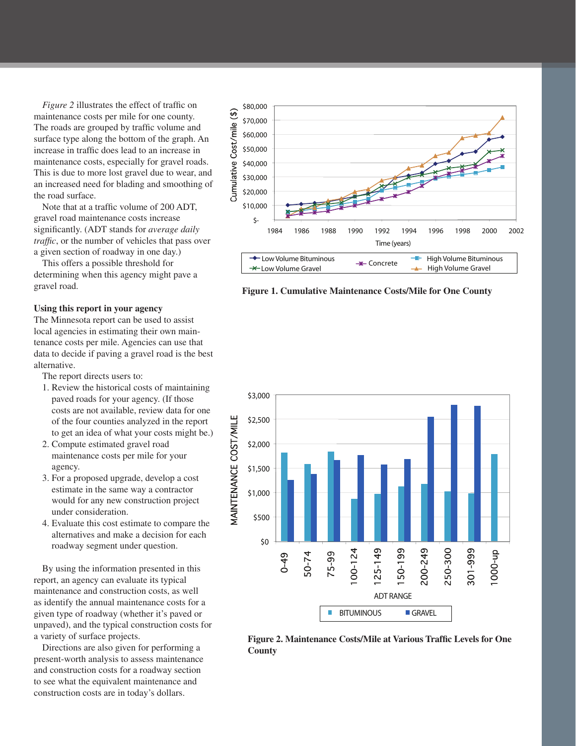*Figure 2* illustrates the effect of traffic on maintenance costs per mile for one county. The roads are grouped by traffic volume and surface type along the bottom of the graph. An increase in traffic does lead to an increase in maintenance costs, especially for gravel roads. This is due to more lost gravel due to wear, and an increased need for blading and smoothing of the road surface.

Note that at a traffic volume of 200 ADT, gravel road maintenance costs increase significantly. (ADT stands for *average daily traffic*, or the number of vehicles that pass over a given section of roadway in one day.)

This offers a possible threshold for determining when this agency might pave a gravel road.

**Using this report in your agency**

The Minnesota report can be used to assist local agencies in estimating their own maintenance costs per mile. Agencies can use that data to decide if paving a gravel road is the best alternative.

The report directs users to:

1. Review the historical costs of maintaining paved roads for your agency. (If those costs are not available, review data for one of the four counties analyzed in the report to get an idea of what your costs might be.)
2. Compute estimated gravel road maintenance costs per mile for your agency.
3. For a proposed upgrade, develop a cost estimate in the same way a contractor would for any new construction project under consideration.
4. Evaluate this cost estimate to compare the alternatives and make a decision for each roadway segment under question.

By using the information presented in this report, an agency can evaluate its typical maintenance and construction costs, as well as identify the annual maintenance costs for a given type of roadway (whether it's paved or unpaved), and the typical construction costs for a variety of surface projects.

Directions are also given for performing a present-worth analysis to assess maintenance and construction costs for a roadway section to see what the equivalent maintenance and construction costs are in today's dollars.

**Figure 1. Cumulative Maintenance Costs/Mile for One County**

**Figure 2. Maintenance Costs/Mile at Various Traffic Levels for One County**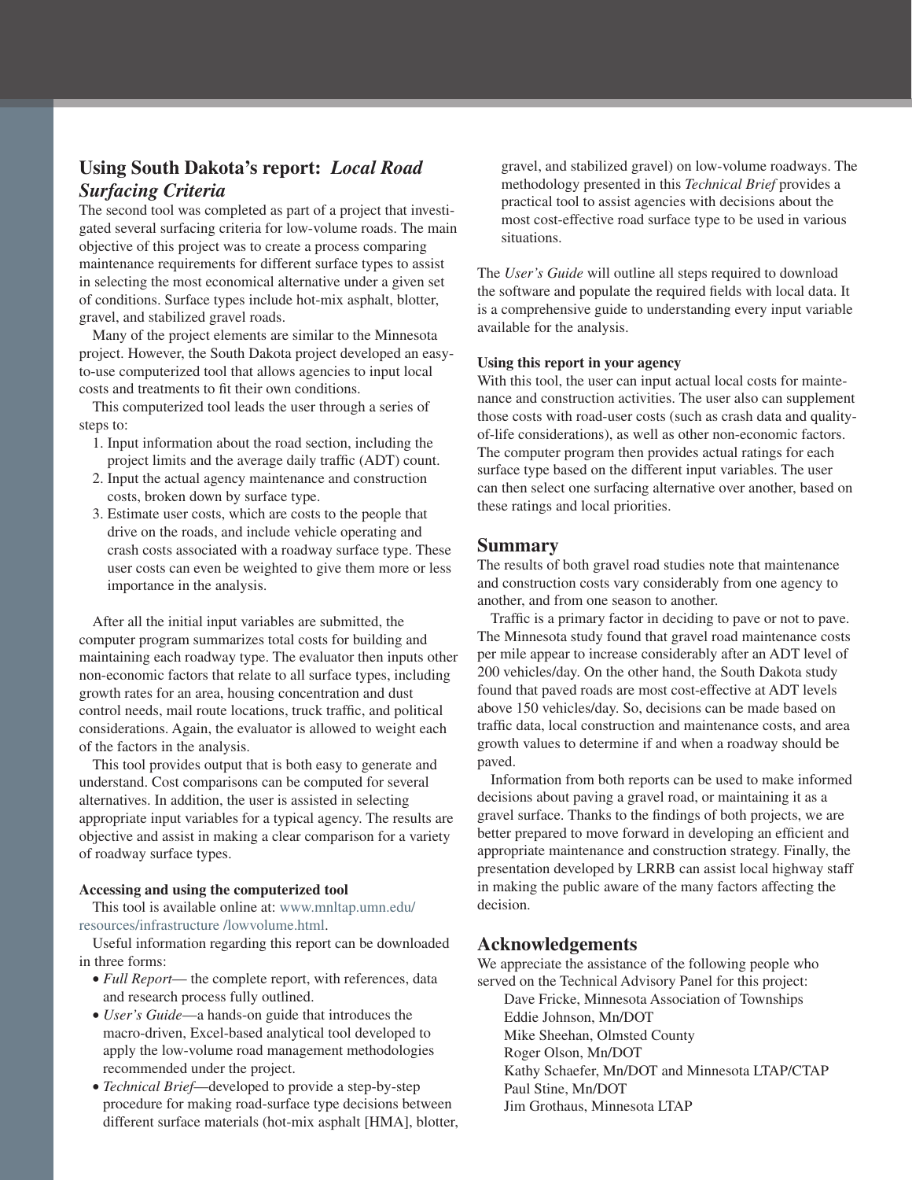## Using South Dakota's report: *Local Road Surfacing Criteria*

The second tool was completed as part of a project that investigated several surfacing criteria for low-volume roads. The main objective of this project was to create a process comparing maintenance requirements for different surface types to assist in selecting the most economical alternative under a given set of conditions. Surface types include hot-mix asphalt, blotter, gravel, and stabilized gravel roads.

Many of the project elements are similar to the Minnesota project. However, the South Dakota project developed an easy-to-use computerized tool that allows agencies to input local costs and treatments to fit their own conditions.

This computerized tool leads the user through a series of steps to:

1. Input information about the road section, including the project limits and the average daily traffic (ADT) count.
2. Input the actual agency maintenance and construction costs, broken down by surface type.
3. Estimate user costs, which are costs to the people that drive on the roads, and include vehicle operating and crash costs associated with a roadway surface type. These user costs can even be weighted to give them more or less importance in the analysis.

After all the initial input variables are submitted, the computer program summarizes total costs for building and maintaining each roadway type. The evaluator then inputs other non-economic factors that relate to all surface types, including growth rates for an area, housing concentration and dust control needs, mail route locations, truck traffic, and political considerations. Again, the evaluator is allowed to weight each of the factors in the analysis.

This tool provides output that is both easy to generate and understand. Cost comparisons can be computed for several alternatives. In addition, the user is assisted in selecting appropriate input variables for a typical agency. The results are objective and assist in making a clear comparison for a variety of roadway surface types.

#### Accessing and using the computerized tool

This tool is available online at: www.mnltap.umn.edu/resources/infrastructure /lowvolume.html.

Useful information regarding this report can be downloaded in three forms:

- *Full Report*— the complete report, with references, data and research process fully outlined.
- *User's Guide*—a hands-on guide that introduces the macro-driven, Excel-based analytical tool developed to apply the low-volume road management methodologies recommended under the project.
- *Technical Brief*—developed to provide a step-by-step procedure for making road-surface type decisions between different surface materials (hot-mix asphalt [HMA], blotter, gravel, and stabilized gravel) on low-volume roadways. The methodology presented in this *Technical Brief* provides a practical tool to assist agencies with decisions about the most cost-effective road surface type to be used in various situations.

The *User's Guide* will outline all steps required to download the software and populate the required fields with local data. It is a comprehensive guide to understanding every input variable available for the analysis.

#### Using this report in your agency

With this tool, the user can input actual local costs for maintenance and construction activities. The user also can supplement those costs with road-user costs (such as crash data and quality-of-life considerations), as well as other non-economic factors. The computer program then provides actual ratings for each surface type based on the different input variables. The user can then select one surfacing alternative over another, based on these ratings and local priorities.

## Summary

The results of both gravel road studies note that maintenance and construction costs vary considerably from one agency to another, and from one season to another.

Traffic is a primary factor in deciding to pave or not to pave. The Minnesota study found that gravel road maintenance costs per mile appear to increase considerably after an ADT level of 200 vehicles/day. On the other hand, the South Dakota study found that paved roads are most cost-effective at ADT levels above 150 vehicles/day. So, decisions can be made based on traffic data, local construction and maintenance costs, and area growth values to determine if and when a roadway should be paved.

Information from both reports can be used to make informed decisions about paving a gravel road, or maintaining it as a gravel surface. Thanks to the findings of both projects, we are better prepared to move forward in developing an efficient and appropriate maintenance and construction strategy. Finally, the presentation developed by LRRB can assist local highway staff in making the public aware of the many factors affecting the decision.

## Acknowledgements

We appreciate the assistance of the following people who served on the Technical Advisory Panel for this project:

Dave Fricke, Minnesota Association of Townships
Eddie Johnson, Mn/DOT
Mike Sheehan, Olmsted County
Roger Olson, Mn/DOT
Kathy Schaefer, Mn/DOT and Minnesota LTAP/CTAP
Paul Stine, Mn/DOT
Jim Grothaus, Minnesota LTAP